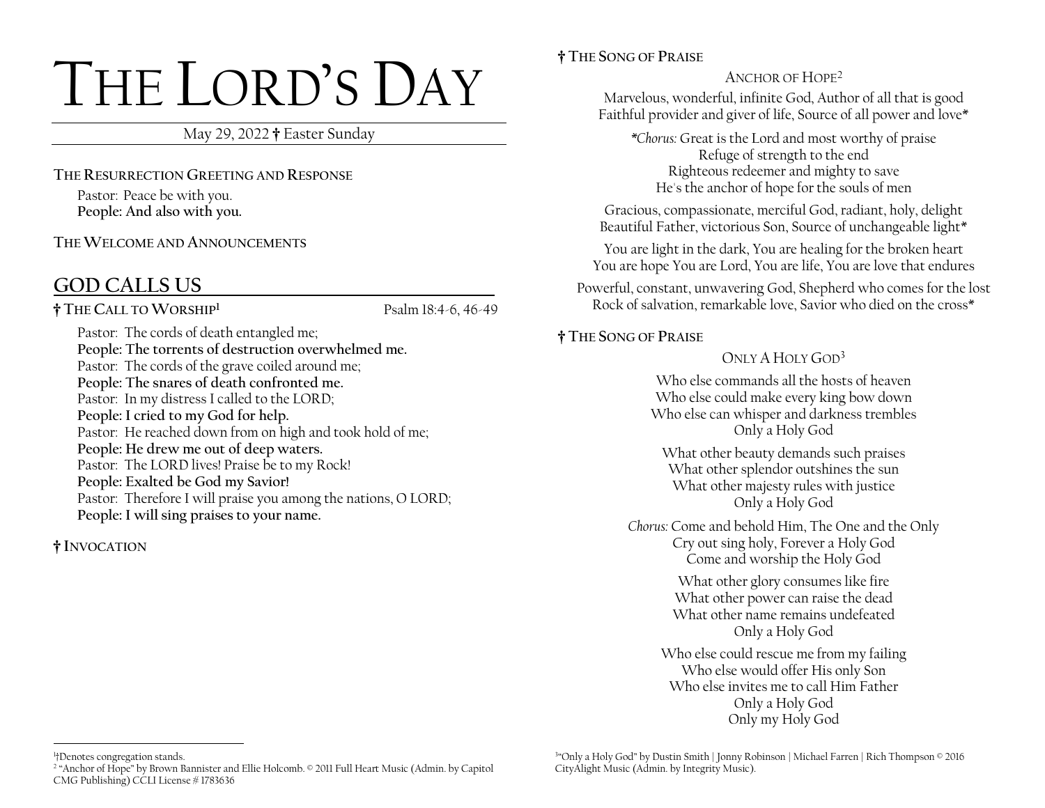# THE LORD'S DAY

May 29, 2022 † Easter Sunday

**THE RESURRECTION GREETING AND RESPONSE**

Pastor: Peace be with you.
**People: And also with you.**

**THE WELCOME AND ANNOUNCEMENTS**

## GOD CALLS US

**† THE CALL TO WORSHIP[1]** Psalm 18:4-6, 46-49

Pastor: The cords of death entangled me;
**People: The torrents of destruction overwhelmed me.**
Pastor: The cords of the grave coiled around me;
**People: The snares of death confronted me.**
Pastor: In my distress I called to the LORD;
**People: I cried to my God for help.**
Pastor: He reached down from on high and took hold of me;
**People: He drew me out of deep waters.**
Pastor: The LORD lives! Praise be to my Rock!
**People: Exalted be God my Savior!**
Pastor: Therefore I will praise you among the nations, O LORD;
**People: I will sing praises to your name.**

**† INVOCATION**

**† THE SONG OF PRAISE**

ANCHOR OF HOPE[2]

Marvelous, wonderful, infinite God, Author of all that is good
Faithful provider and giver of life, Source of all power and love*

*\*Chorus:* Great is the Lord and most worthy of praise
Refuge of strength to the end
Righteous redeemer and mighty to save
He's the anchor of hope for the souls of men

Gracious, compassionate, merciful God, radiant, holy, delight
Beautiful Father, victorious Son, Source of unchangeable light*

You are light in the dark, You are healing for the broken heart
You are hope You are Lord, You are life, You are love that endures

Powerful, constant, unwavering God, Shepherd who comes for the lost
Rock of salvation, remarkable love, Savior who died on the cross*

**† THE SONG OF PRAISE**

ONLY A HOLY GOD[3]

Who else commands all the hosts of heaven
Who else could make every king bow down
Who else can whisper and darkness trembles
Only a Holy God

What other beauty demands such praises
What other splendor outshines the sun
What other majesty rules with justice
Only a Holy God

*Chorus:* Come and behold Him, The One and the Only
Cry out sing holy, Forever a Holy God
Come and worship the Holy God

What other glory consumes like fire
What other power can raise the dead
What other name remains undefeated
Only a Holy God

Who else could rescue me from my failing
Who else would offer His only Son
Who else invites me to call Him Father
Only a Holy God
Only my Holy God

---

[1] †Denotes congregation stands.

[2] "Anchor of Hope" by Brown Bannister and Ellie Holcomb. © 2011 Full Heart Music (Admin. by Capitol CMG Publishing) CCLI License # 1783636

[3] "Only a Holy God" by Dustin Smith | Jonny Robinson | Michael Farren | Rich Thompson © 2016 CityAlight Music (Admin. by Integrity Music).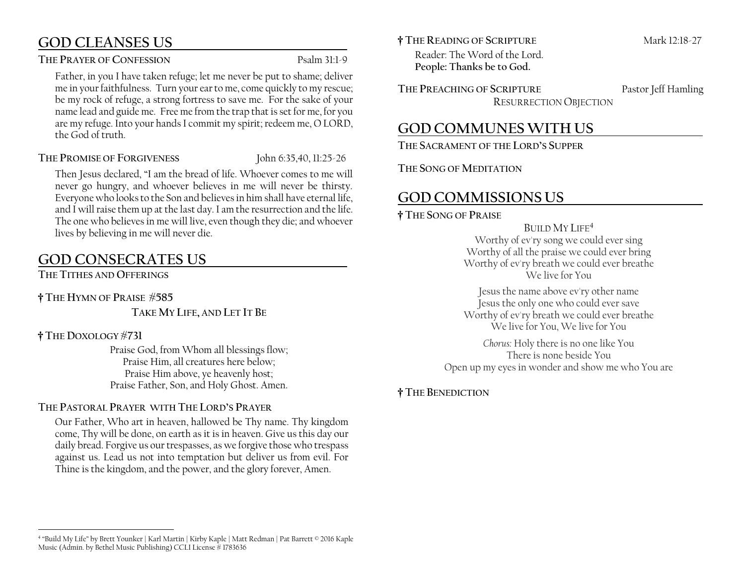## GOD CLEANSES US

**THE PRAYER OF CONFESSION** Psalm 31:1-9

Father, in you I have taken refuge; let me never be put to shame; deliver me in your faithfulness. Turn your ear to me, come quickly to my rescue; be my rock of refuge, a strong fortress to save me. For the sake of your name lead and guide me. Free me from the trap that is set for me, for you are my refuge. Into your hands I commit my spirit; redeem me, O LORD, the God of truth.

**THE PROMISE OF FORGIVENESS** John 6:35,40, 11:25-26

Then Jesus declared, "I am the bread of life. Whoever comes to me will never go hungry, and whoever believes in me will never be thirsty. Everyone who looks to the Son and believes in him shall have eternal life, and I will raise them up at the last day. I am the resurrection and the life. The one who believes in me will live, even though they die; and whoever lives by believing in me will never die.

## GOD CONSECRATES US

**THE TITHES AND OFFERINGS**

**† THE HYMN OF PRAISE #585**

**TAKE MY LIFE, AND LET IT BE**

**† THE DOXOLOGY #731**

Praise God, from Whom all blessings flow;
Praise Him, all creatures here below;
Praise Him above, ye heavenly host;
Praise Father, Son, and Holy Ghost. Amen.

**THE PASTORAL PRAYER WITH THE LORD'S PRAYER**

Our Father, Who art in heaven, hallowed be Thy name. Thy kingdom come, Thy will be done, on earth as it is in heaven. Give us this day our daily bread. Forgive us our trespasses, as we forgive those who trespass against us. Lead us not into temptation but deliver us from evil. For Thine is the kingdom, and the power, and the glory forever, Amen.

**† THE READING OF SCRIPTURE** Mark 12:18-27

Reader: The Word of the Lord.
**People: Thanks be to God.**

**THE PREACHING OF SCRIPTURE** Pastor Jeff Hamling

RESURRECTION OBJECTION

## GOD COMMUNES WITH US

**THE SACRAMENT OF THE LORD'S SUPPER**

**THE SONG OF MEDITATION**

## GOD COMMISSIONS US

**† THE SONG OF PRAISE**

BUILD MY LIFE[4]

Worthy of ev'ry song we could ever sing
Worthy of all the praise we could ever bring
Worthy of ev'ry breath we could ever breathe
We live for You

Jesus the name above ev'ry other name
Jesus the only one who could ever save
Worthy of ev'ry breath we could ever breathe
We live for You, We live for You

*Chorus:* Holy there is no one like You
There is none beside You
Open up my eyes in wonder and show me who You are

**† THE BENEDICTION**

---

[4] "Build My Life" by Brett Younker | Karl Martin | Kirby Kaple | Matt Redman | Pat Barrett © 2016 Kaple Music (Admin. by Bethel Music Publishing) CCLI License # 1783636